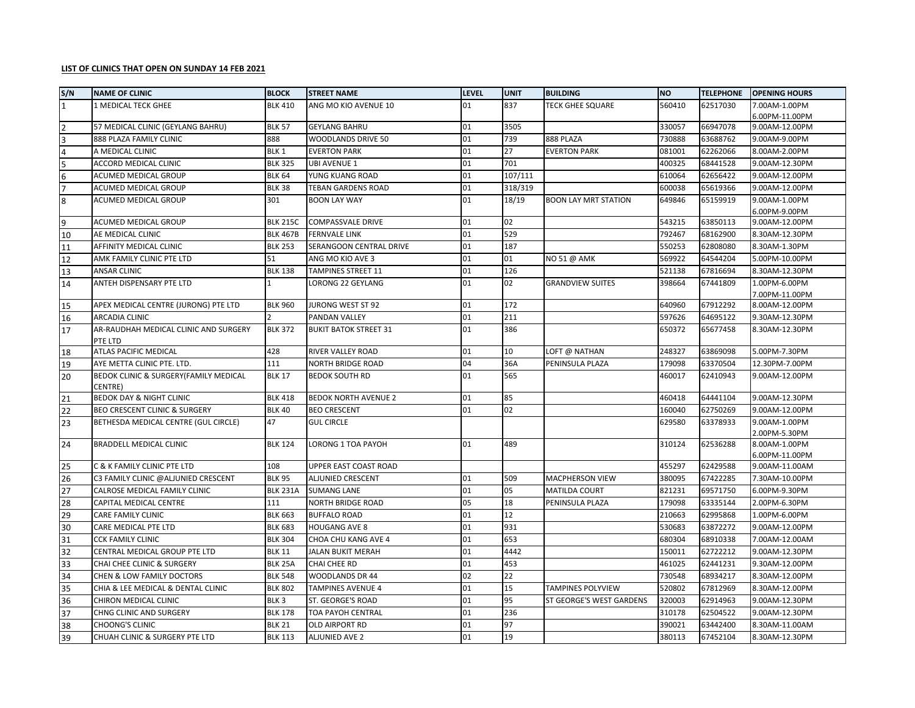**LIST OF CLINICS THAT OPEN ON SUNDAY 14 FEB 2021**

| S/N | NAME OF CLINIC | BLOCK | STREET NAME | LEVEL | UNIT | BUILDING | NO | TELEPHONE | OPENING HOURS |
|---|---|---|---|---|---|---|---|---|---|
| 1 | 1 MEDICAL TECK GHEE | BLK 410 | ANG MO KIO AVENUE 10 | 01 | 837 | TECK GHEE SQUARE | 560410 | 62517030 | 7.00AM-1.00PM 6.00PM-11.00PM |
| 2 | 57 MEDICAL CLINIC (GEYLANG BAHRU) | BLK 57 | GEYLANG BAHRU | 01 | 3505 | | 330057 | 66947078 | 9.00AM-12.00PM |
| 3 | 888 PLAZA FAMILY CLINIC | 888 | WOODLANDS DRIVE 50 | 01 | 739 | 888 PLAZA | 730888 | 63688762 | 9.00AM-9.00PM |
| 4 | A MEDICAL CLINIC | BLK 1 | EVERTON PARK | 01 | 27 | EVERTON PARK | 081001 | 62262066 | 8.00AM-2.00PM |
| 5 | ACCORD MEDICAL CLINIC | BLK 325 | UBI AVENUE 1 | 01 | 701 | | 400325 | 68441528 | 9.00AM-12.30PM |
| 6 | ACUMED MEDICAL GROUP | BLK 64 | YUNG KUANG ROAD | 01 | 107/111 | | 610064 | 62656422 | 9.00AM-12.00PM |
| 7 | ACUMED MEDICAL GROUP | BLK 38 | TEBAN GARDENS ROAD | 01 | 318/319 | | 600038 | 65619366 | 9.00AM-12.00PM |
| 8 | ACUMED MEDICAL GROUP | 301 | BOON LAY WAY | 01 | 18/19 | BOON LAY MRT STATION | 649846 | 65159919 | 9.00AM-1.00PM 6.00PM-9.00PM |
| 9 | ACUMED MEDICAL GROUP | BLK 215C | COMPASSVALE DRIVE | 01 | 02 | | 543215 | 63850113 | 9.00AM-12.00PM |
| 10 | AE MEDICAL CLINIC | BLK 467B | FERNVALE LINK | 01 | 529 | | 792467 | 68162900 | 8.30AM-12.30PM |
| 11 | AFFINITY MEDICAL CLINIC | BLK 253 | SERANGOON CENTRAL DRIVE | 01 | 187 | | 550253 | 62808080 | 8.30AM-1.30PM |
| 12 | AMK FAMILY CLINIC PTE LTD | 51 | ANG MO KIO AVE 3 | 01 | 01 | NO 51 @ AMK | 569922 | 64544204 | 5.00PM-10.00PM |
| 13 | ANSAR CLINIC | BLK 138 | TAMPINES STREET 11 | 01 | 126 | | 521138 | 67816694 | 8.30AM-12.30PM |
| 14 | ANTEH DISPENSARY PTE LTD | 1 | LORONG 22 GEYLANG | 01 | 02 | GRANDVIEW SUITES | 398664 | 67441809 | 1.00PM-6.00PM 7.00PM-11.00PM |
| 15 | APEX MEDICAL CENTRE (JURONG) PTE LTD | BLK 960 | JURONG WEST ST 92 | 01 | 172 | | 640960 | 67912292 | 8.00AM-12.00PM |
| 16 | ARCADIA CLINIC | 2 | PANDAN VALLEY | 01 | 211 | | 597626 | 64695122 | 9.30AM-12.30PM |
| 17 | AR-RAUDHAH MEDICAL CLINIC AND SURGERY PTE LTD | BLK 372 | BUKIT BATOK STREET 31 | 01 | 386 | | 650372 | 65677458 | 8.30AM-12.30PM |
| 18 | ATLAS PACIFIC MEDICAL | 428 | RIVER VALLEY ROAD | 01 | 10 | LOFT @ NATHAN | 248327 | 63869098 | 5.00PM-7.30PM |
| 19 | AYE METTA CLINIC PTE. LTD. | 111 | NORTH BRIDGE ROAD | 04 | 36A | PENINSULA PLAZA | 179098 | 63370504 | 12.30PM-7.00PM |
| 20 | BEDOK CLINIC & SURGERY(FAMILY MEDICAL CENTRE) | BLK 17 | BEDOK SOUTH RD | 01 | 565 | | 460017 | 62410943 | 9.00AM-12.00PM |
| 21 | BEDOK DAY & NIGHT CLINIC | BLK 418 | BEDOK NORTH AVENUE 2 | 01 | 85 | | 460418 | 64441104 | 9.00AM-12.30PM |
| 22 | BEO CRESCENT CLINIC & SURGERY | BLK 40 | BEO CRESCENT | 01 | 02 | | 160040 | 62750269 | 9.00AM-12.00PM |
| 23 | BETHESDA MEDICAL CENTRE (GUL CIRCLE) | 47 | GUL CIRCLE | | | | 629580 | 63378933 | 9.00AM-1.00PM 2.00PM-5.30PM |
| 24 | BRADDELL MEDICAL CLINIC | BLK 124 | LORONG 1 TOA PAYOH | 01 | 489 | | 310124 | 62536288 | 8.00AM-1.00PM 6.00PM-11.00PM |
| 25 | C & K FAMILY CLINIC PTE LTD | 108 | UPPER EAST COAST ROAD | | | | 455297 | 62429588 | 9.00AM-11.00AM |
| 26 | C3 FAMILY CLINIC @ALJUNIED CRESCENT | BLK 95 | ALJUNIED CRESCENT | 01 | 509 | MACPHERSON VIEW | 380095 | 67422285 | 7.30AM-10.00PM |
| 27 | CALROSE MEDICAL FAMILY CLINIC | BLK 231A | SUMANG LANE | 01 | 05 | MATILDA COURT | 821231 | 69571750 | 6.00PM-9.30PM |
| 28 | CAPITAL MEDICAL CENTRE | 111 | NORTH BRIDGE ROAD | 05 | 18 | PENINSULA PLAZA | 179098 | 63335144 | 2.00PM-6.30PM |
| 29 | CARE FAMILY CLINIC | BLK 663 | BUFFALO ROAD | 01 | 12 | | 210663 | 62995868 | 1.00PM-6.00PM |
| 30 | CARE MEDICAL PTE LTD | BLK 683 | HOUGANG AVE 8 | 01 | 931 | | 530683 | 63872272 | 9.00AM-12.00PM |
| 31 | CCK FAMILY CLINIC | BLK 304 | CHOA CHU KANG AVE 4 | 01 | 653 | | 680304 | 68910338 | 7.00AM-12.00AM |
| 32 | CENTRAL MEDICAL GROUP PTE LTD | BLK 11 | JALAN BUKIT MERAH | 01 | 4442 | | 150011 | 62722212 | 9.00AM-12.30PM |
| 33 | CHAI CHEE CLINIC & SURGERY | BLK 25A | CHAI CHEE RD | 01 | 453 | | 461025 | 62441231 | 9.30AM-12.00PM |
| 34 | CHEN & LOW FAMILY DOCTORS | BLK 548 | WOODLANDS DR 44 | 02 | 22 | | 730548 | 68934217 | 8.30AM-12.00PM |
| 35 | CHIA & LEE MEDICAL & DENTAL CLINIC | BLK 802 | TAMPINES AVENUE 4 | 01 | 15 | TAMPINES POLYVIEW | 520802 | 67812969 | 8.30AM-12.00PM |
| 36 | CHIRON MEDICAL CLINIC | BLK 3 | ST. GEORGE'S ROAD | 01 | 95 | ST GEORGE'S WEST GARDENS | 320003 | 62914963 | 9.00AM-12.30PM |
| 37 | CHNG CLINIC AND SURGERY | BLK 178 | TOA PAYOH CENTRAL | 01 | 236 | | 310178 | 62504522 | 9.00AM-12.30PM |
| 38 | CHOONG'S CLINIC | BLK 21 | OLD AIRPORT RD | 01 | 97 | | 390021 | 63442400 | 8.30AM-11.00AM |
| 39 | CHUAH CLINIC & SURGERY PTE LTD | BLK 113 | ALJUNIED AVE 2 | 01 | 19 | | 380113 | 67452104 | 8.30AM-12.30PM |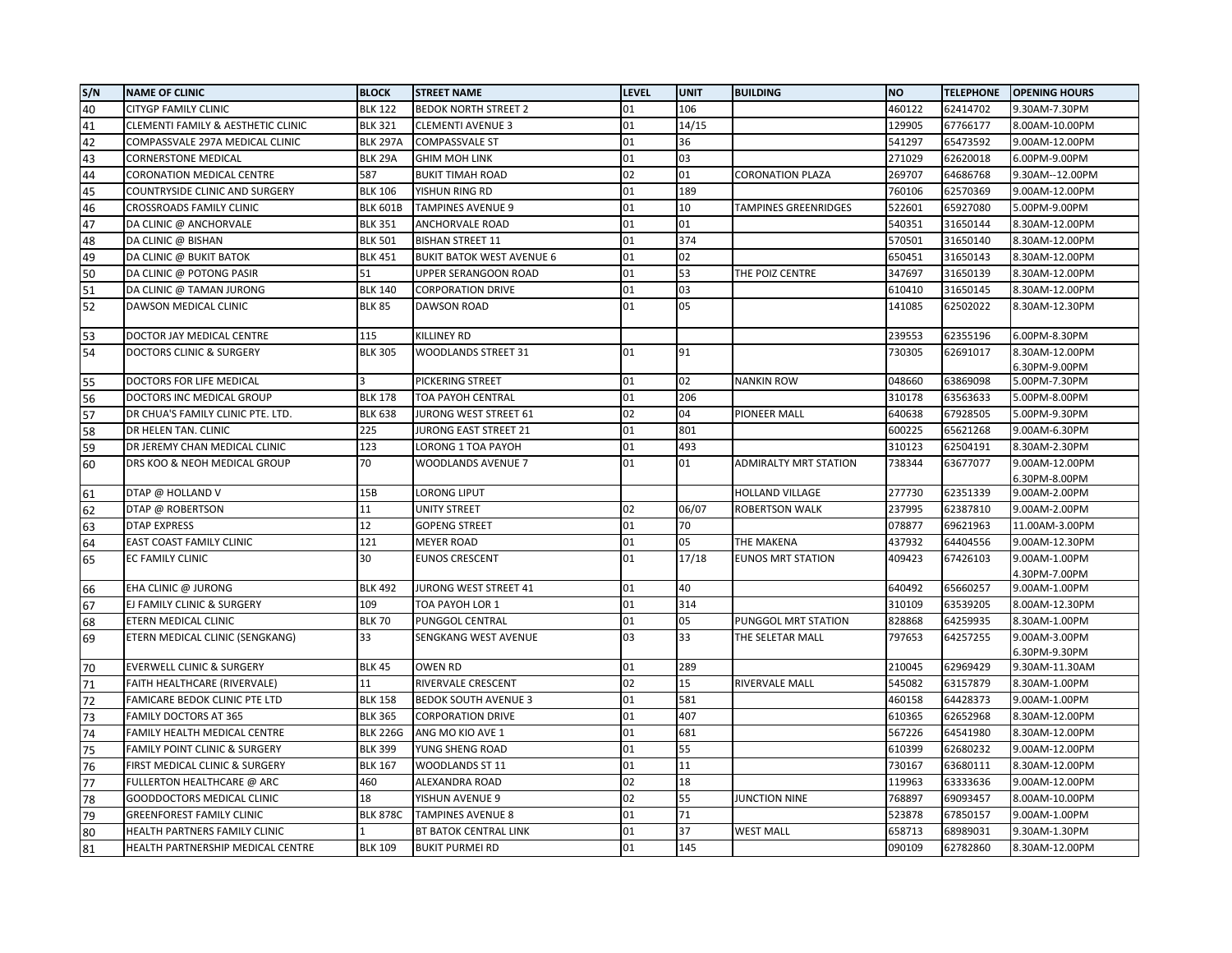| S/N | NAME OF CLINIC | BLOCK | STREET NAME | LEVEL | UNIT | BUILDING | NO | TELEPHONE | OPENING HOURS |
|---|---|---|---|---|---|---|---|---|---|
| 40 | CITYGP FAMILY CLINIC | BLK 122 | BEDOK NORTH STREET 2 | 01 | 106 | | 460122 | 62414702 | 9.30AM-7.30PM |
| 41 | CLEMENTI FAMILY & AESTHETIC CLINIC | BLK 321 | CLEMENTI AVENUE 3 | 01 | 14/15 | | 129905 | 67766177 | 8.00AM-10.00PM |
| 42 | COMPASSVALE 297A MEDICAL CLINIC | BLK 297A | COMPASSVALE ST | 01 | 36 | | 541297 | 65473592 | 9.00AM-12.00PM |
| 43 | CORNERSTONE MEDICAL | BLK 29A | GHIM MOH LINK | 01 | 03 | | 271029 | 62620018 | 6.00PM-9.00PM |
| 44 | CORONATION MEDICAL CENTRE | 587 | BUKIT TIMAH ROAD | 02 | 01 | CORONATION PLAZA | 269707 | 64686768 | 9.30AM--12.00PM |
| 45 | COUNTRYSIDE CLINIC AND SURGERY | BLK 106 | YISHUN RING RD | 01 | 189 | | 760106 | 62570369 | 9.00AM-12.00PM |
| 46 | CROSSROADS FAMILY CLINIC | BLK 601B | TAMPINES AVENUE 9 | 01 | 10 | TAMPINES GREENRIDGES | 522601 | 65927080 | 5.00PM-9.00PM |
| 47 | DA CLINIC @ ANCHORVALE | BLK 351 | ANCHORVALE ROAD | 01 | 01 | | 540351 | 31650144 | 8.30AM-12.00PM |
| 48 | DA CLINIC @ BISHAN | BLK 501 | BISHAN STREET 11 | 01 | 374 | | 570501 | 31650140 | 8.30AM-12.00PM |
| 49 | DA CLINIC @ BUKIT BATOK | BLK 451 | BUKIT BATOK WEST AVENUE 6 | 01 | 02 | | 650451 | 31650143 | 8.30AM-12.00PM |
| 50 | DA CLINIC @ POTONG PASIR | 51 | UPPER SERANGOON ROAD | 01 | 53 | THE POIZ CENTRE | 347697 | 31650139 | 8.30AM-12.00PM |
| 51 | DA CLINIC @ TAMAN JURONG | BLK 140 | CORPORATION DRIVE | 01 | 03 | | 610410 | 31650145 | 8.30AM-12.00PM |
| 52 | DAWSON MEDICAL CLINIC | BLK 85 | DAWSON ROAD | 01 | 05 | | 141085 | 62502022 | 8.30AM-12.30PM |
| 53 | DOCTOR JAY MEDICAL CENTRE | 115 | KILLINEY RD | | | | 239553 | 62355196 | 6.00PM-8.30PM |
| 54 | DOCTORS CLINIC & SURGERY | BLK 305 | WOODLANDS STREET 31 | 01 | 91 | | 730305 | 62691017 | 8.30AM-12.00PM 6.30PM-9.00PM |
| 55 | DOCTORS FOR LIFE MEDICAL | 3 | PICKERING STREET | 01 | 02 | NANKIN ROW | 048660 | 63869098 | 5.00PM-7.30PM |
| 56 | DOCTORS INC MEDICAL GROUP | BLK 178 | TOA PAYOH CENTRAL | 01 | 206 | | 310178 | 63563633 | 5.00PM-8.00PM |
| 57 | DR CHUA'S FAMILY CLINIC PTE. LTD. | BLK 638 | JURONG WEST STREET 61 | 02 | 04 | PIONEER MALL | 640638 | 67928505 | 5.00PM-9.30PM |
| 58 | DR HELEN TAN. CLINIC | 225 | JURONG EAST STREET 21 | 01 | 801 | | 600225 | 65621268 | 9.00AM-6.30PM |
| 59 | DR JEREMY CHAN MEDICAL CLINIC | 123 | LORONG 1 TOA PAYOH | 01 | 493 | | 310123 | 62504191 | 8.30AM-2.30PM |
| 60 | DRS KOO & NEOH MEDICAL GROUP | 70 | WOODLANDS AVENUE 7 | 01 | 01 | ADMIRALTY MRT STATION | 738344 | 63677077 | 9.00AM-12.00PM 6.30PM-8.00PM |
| 61 | DTAP @ HOLLAND V | 15B | LORONG LIPUT | | | HOLLAND VILLAGE | 277730 | 62351339 | 9.00AM-2.00PM |
| 62 | DTAP @ ROBERTSON | 11 | UNITY STREET | 02 | 06/07 | ROBERTSON WALK | 237995 | 62387810 | 9.00AM-2.00PM |
| 63 | DTAP EXPRESS | 12 | GOPENG STREET | 01 | 70 | | 078877 | 69621963 | 11.00AM-3.00PM |
| 64 | EAST COAST FAMILY CLINIC | 121 | MEYER ROAD | 01 | 05 | THE MAKENA | 437932 | 64404556 | 9.00AM-12.30PM |
| 65 | EC FAMILY CLINIC | 30 | EUNOS CRESCENT | 01 | 17/18 | EUNOS MRT STATION | 409423 | 67426103 | 9.00AM-1.00PM 4.30PM-7.00PM |
| 66 | EHA CLINIC @ JURONG | BLK 492 | JURONG WEST STREET 41 | 01 | 40 | | 640492 | 65660257 | 9.00AM-1.00PM |
| 67 | EJ FAMILY CLINIC & SURGERY | 109 | TOA PAYOH LOR 1 | 01 | 314 | | 310109 | 63539205 | 8.00AM-12.30PM |
| 68 | ETERN MEDICAL CLINIC | BLK 70 | PUNGGOL CENTRAL | 01 | 05 | PUNGGOL MRT STATION | 828868 | 64259935 | 8.30AM-1.00PM |
| 69 | ETERN MEDICAL CLINIC (SENGKANG) | 33 | SENGKANG WEST AVENUE | 03 | 33 | THE SELETAR MALL | 797653 | 64257255 | 9.00AM-3.00PM 6.30PM-9.30PM |
| 70 | EVERWELL CLINIC & SURGERY | BLK 45 | OWEN RD | 01 | 289 | | 210045 | 62969429 | 9.30AM-11.30AM |
| 71 | FAITH HEALTHCARE (RIVERVALE) | 11 | RIVERVALE CRESCENT | 02 | 15 | RIVERVALE MALL | 545082 | 63157879 | 8.30AM-1.00PM |
| 72 | FAMICARE BEDOK CLINIC PTE LTD | BLK 158 | BEDOK SOUTH AVENUE 3 | 01 | 581 | | 460158 | 64428373 | 9.00AM-1.00PM |
| 73 | FAMILY DOCTORS AT 365 | BLK 365 | CORPORATION DRIVE | 01 | 407 | | 610365 | 62652968 | 8.30AM-12.00PM |
| 74 | FAMILY HEALTH MEDICAL CENTRE | BLK 226G | ANG MO KIO AVE 1 | 01 | 681 | | 567226 | 64541980 | 8.30AM-12.00PM |
| 75 | FAMILY POINT CLINIC & SURGERY | BLK 399 | YUNG SHENG ROAD | 01 | 55 | | 610399 | 62680232 | 9.00AM-12.00PM |
| 76 | FIRST MEDICAL CLINIC & SURGERY | BLK 167 | WOODLANDS ST 11 | 01 | 11 | | 730167 | 63680111 | 8.30AM-12.00PM |
| 77 | FULLERTON HEALTHCARE @ ARC | 460 | ALEXANDRA ROAD | 02 | 18 | | 119963 | 63333636 | 9.00AM-12.00PM |
| 78 | GOODDOCTORS MEDICAL CLINIC | 18 | YISHUN AVENUE 9 | 02 | 55 | JUNCTION NINE | 768897 | 69093457 | 8.00AM-10.00PM |
| 79 | GREENFOREST FAMILY CLINIC | BLK 878C | TAMPINES AVENUE 8 | 01 | 71 | | 523878 | 67850157 | 9.00AM-1.00PM |
| 80 | HEALTH PARTNERS FAMILY CLINIC | 1 | BT BATOK CENTRAL LINK | 01 | 37 | WEST MALL | 658713 | 68989031 | 9.30AM-1.30PM |
| 81 | HEALTH PARTNERSHIP MEDICAL CENTRE | BLK 109 | BUKIT PURMEI RD | 01 | 145 | | 090109 | 62782860 | 8.30AM-12.00PM |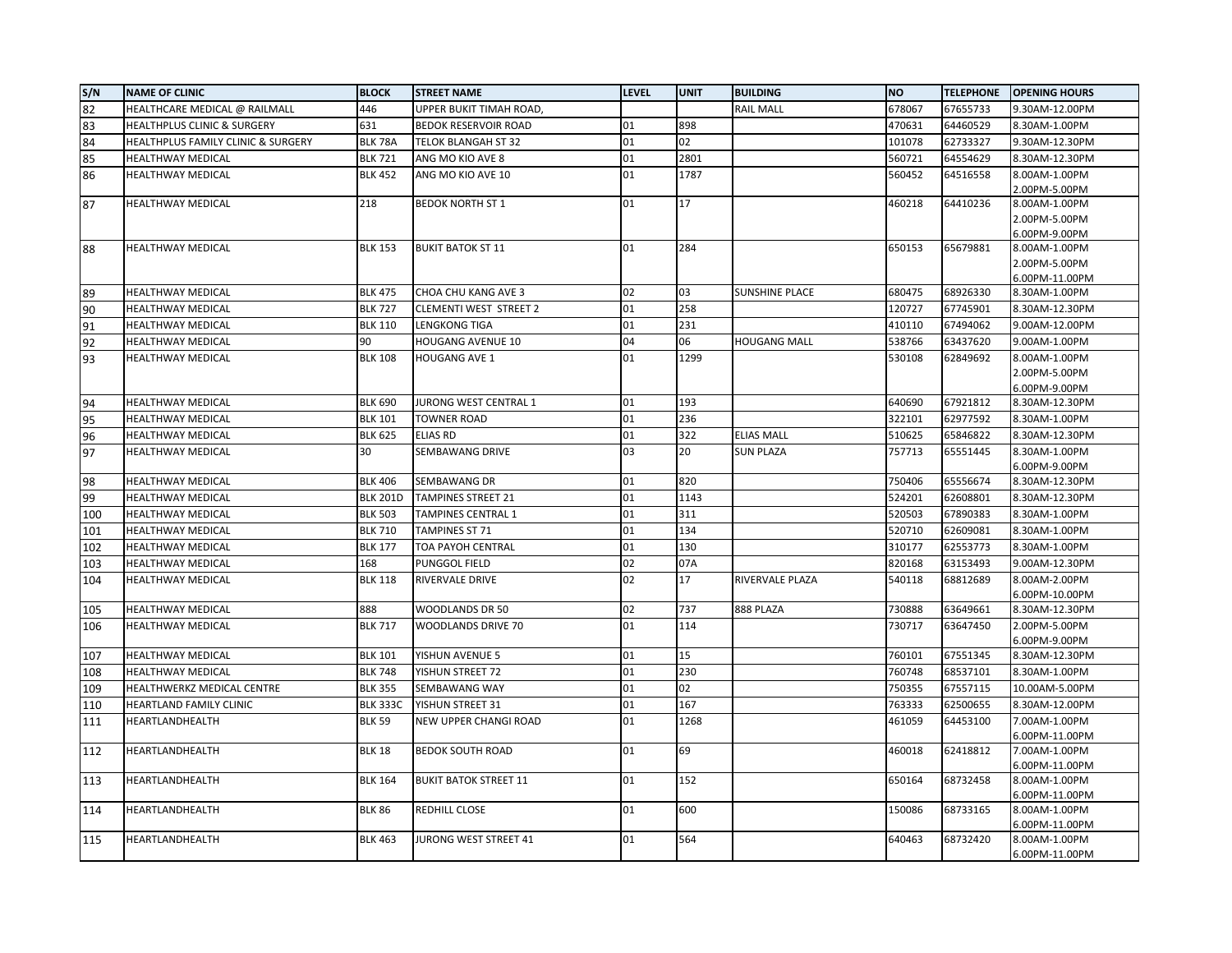| S/N | NAME OF CLINIC | BLOCK | STREET NAME | LEVEL | UNIT | BUILDING | NO | TELEPHONE | OPENING HOURS |
|---|---|---|---|---|---|---|---|---|---|
| 82 | HEALTHCARE MEDICAL @ RAILMALL | 446 | UPPER BUKIT TIMAH ROAD, | | | RAIL MALL | 678067 | 67655733 | 9.30AM-12.00PM |
| 83 | HEALTHPLUS CLINIC & SURGERY | 631 | BEDOK RESERVOIR ROAD | 01 | 898 | | 470631 | 64460529 | 8.30AM-1.00PM |
| 84 | HEALTHPLUS FAMILY CLINIC & SURGERY | BLK 78A | TELOK BLANGAH ST 32 | 01 | 02 | | 101078 | 62733327 | 9.30AM-12.30PM |
| 85 | HEALTHWAY MEDICAL | BLK 721 | ANG MO KIO AVE 8 | 01 | 2801 | | 560721 | 64554629 | 8.30AM-12.30PM |
| 86 | HEALTHWAY MEDICAL | BLK 452 | ANG MO KIO AVE 10 | 01 | 1787 | | 560452 | 64516558 | 8.00AM-1.00PM 2.00PM-5.00PM |
| 87 | HEALTHWAY MEDICAL | 218 | BEDOK NORTH ST 1 | 01 | 17 | | 460218 | 64410236 | 8.00AM-1.00PM 2.00PM-5.00PM 6.00PM-9.00PM |
| 88 | HEALTHWAY MEDICAL | BLK 153 | BUKIT BATOK ST 11 | 01 | 284 | | 650153 | 65679881 | 8.00AM-1.00PM 2.00PM-5.00PM 6.00PM-11.00PM |
| 89 | HEALTHWAY MEDICAL | BLK 475 | CHOA CHU KANG AVE 3 | 02 | 03 | SUNSHINE PLACE | 680475 | 68926330 | 8.30AM-1.00PM |
| 90 | HEALTHWAY MEDICAL | BLK 727 | CLEMENTI WEST STREET 2 | 01 | 258 | | 120727 | 67745901 | 8.30AM-12.30PM |
| 91 | HEALTHWAY MEDICAL | BLK 110 | LENGKONG TIGA | 01 | 231 | | 410110 | 67494062 | 9.00AM-12.00PM |
| 92 | HEALTHWAY MEDICAL | 90 | HOUGANG AVENUE 10 | 04 | 06 | HOUGANG MALL | 538766 | 63437620 | 9.00AM-1.00PM |
| 93 | HEALTHWAY MEDICAL | BLK 108 | HOUGANG AVE 1 | 01 | 1299 | | 530108 | 62849692 | 8.00AM-1.00PM 2.00PM-5.00PM 6.00PM-9.00PM |
| 94 | HEALTHWAY MEDICAL | BLK 690 | JURONG WEST CENTRAL 1 | 01 | 193 | | 640690 | 67921812 | 8.30AM-12.30PM |
| 95 | HEALTHWAY MEDICAL | BLK 101 | TOWNER ROAD | 01 | 236 | | 322101 | 62977592 | 8.30AM-1.00PM |
| 96 | HEALTHWAY MEDICAL | BLK 625 | ELIAS RD | 01 | 322 | ELIAS MALL | 510625 | 65846822 | 8.30AM-12.30PM |
| 97 | HEALTHWAY MEDICAL | 30 | SEMBAWANG DRIVE | 03 | 20 | SUN PLAZA | 757713 | 65551445 | 8.30AM-1.00PM 6.00PM-9.00PM |
| 98 | HEALTHWAY MEDICAL | BLK 406 | SEMBAWANG DR | 01 | 820 | | 750406 | 65556674 | 8.30AM-12.30PM |
| 99 | HEALTHWAY MEDICAL | BLK 201D | TAMPINES STREET 21 | 01 | 1143 | | 524201 | 62608801 | 8.30AM-12.30PM |
| 100 | HEALTHWAY MEDICAL | BLK 503 | TAMPINES CENTRAL 1 | 01 | 311 | | 520503 | 67890383 | 8.30AM-1.00PM |
| 101 | HEALTHWAY MEDICAL | BLK 710 | TAMPINES ST 71 | 01 | 134 | | 520710 | 62609081 | 8.30AM-1.00PM |
| 102 | HEALTHWAY MEDICAL | BLK 177 | TOA PAYOH CENTRAL | 01 | 130 | | 310177 | 62553773 | 8.30AM-1.00PM |
| 103 | HEALTHWAY MEDICAL | 168 | PUNGGOL FIELD | 02 | 07A | | 820168 | 63153493 | 9.00AM-12.30PM |
| 104 | HEALTHWAY MEDICAL | BLK 118 | RIVERVALE DRIVE | 02 | 17 | RIVERVALE PLAZA | 540118 | 68812689 | 8.00AM-2.00PM 6.00PM-10.00PM |
| 105 | HEALTHWAY MEDICAL | 888 | WOODLANDS DR 50 | 02 | 737 | 888 PLAZA | 730888 | 63649661 | 8.30AM-12.30PM |
| 106 | HEALTHWAY MEDICAL | BLK 717 | WOODLANDS DRIVE 70 | 01 | 114 | | 730717 | 63647450 | 2.00PM-5.00PM 6.00PM-9.00PM |
| 107 | HEALTHWAY MEDICAL | BLK 101 | YISHUN AVENUE 5 | 01 | 15 | | 760101 | 67551345 | 8.30AM-12.30PM |
| 108 | HEALTHWAY MEDICAL | BLK 748 | YISHUN STREET 72 | 01 | 230 | | 760748 | 68537101 | 8.30AM-1.00PM |
| 109 | HEALTHWERKZ MEDICAL CENTRE | BLK 355 | SEMBAWANG WAY | 01 | 02 | | 750355 | 67557115 | 10.00AM-5.00PM |
| 110 | HEARTLAND FAMILY CLINIC | BLK 333C | YISHUN STREET 31 | 01 | 167 | | 763333 | 62500655 | 8.30AM-12.00PM |
| 111 | HEARTLANDHEALTH | BLK 59 | NEW UPPER CHANGI ROAD | 01 | 1268 | | 461059 | 64453100 | 7.00AM-1.00PM 6.00PM-11.00PM |
| 112 | HEARTLANDHEALTH | BLK 18 | BEDOK SOUTH ROAD | 01 | 69 | | 460018 | 62418812 | 7.00AM-1.00PM 6.00PM-11.00PM |
| 113 | HEARTLANDHEALTH | BLK 164 | BUKIT BATOK STREET 11 | 01 | 152 | | 650164 | 68732458 | 8.00AM-1.00PM 6.00PM-11.00PM |
| 114 | HEARTLANDHEALTH | BLK 86 | REDHILL CLOSE | 01 | 600 | | 150086 | 68733165 | 8.00AM-1.00PM 6.00PM-11.00PM |
| 115 | HEARTLANDHEALTH | BLK 463 | JURONG WEST STREET 41 | 01 | 564 | | 640463 | 68732420 | 8.00AM-1.00PM 6.00PM-11.00PM |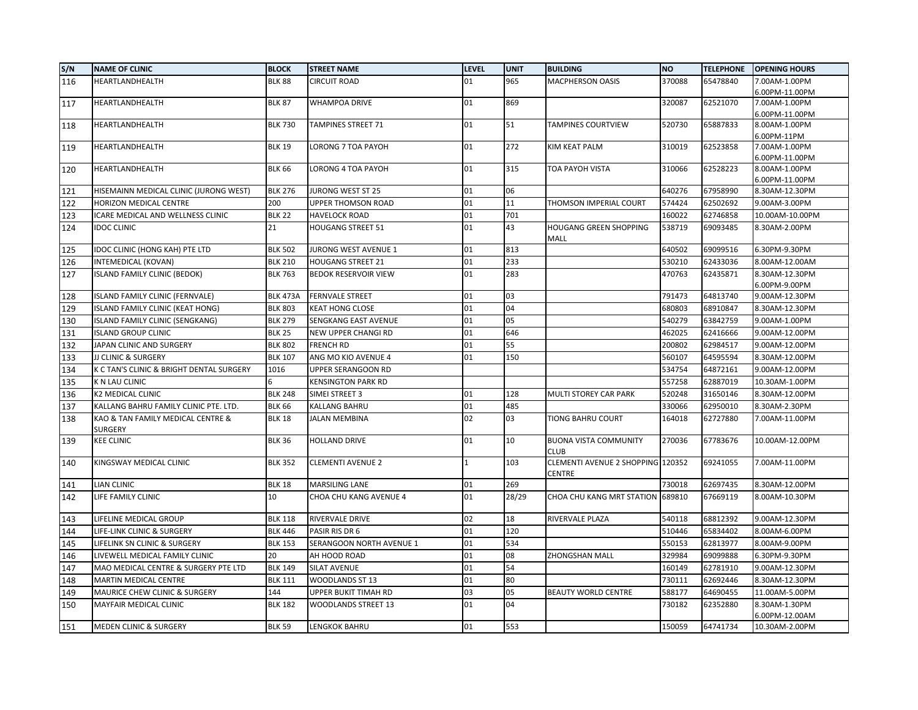| S/N | NAME OF CLINIC | BLOCK | STREET NAME | LEVEL | UNIT | BUILDING | NO | TELEPHONE | OPENING HOURS |
|---|---|---|---|---|---|---|---|---|---|
| 116 | HEARTLANDHEALTH | BLK 88 | CIRCUIT ROAD | 01 | 965 | MACPHERSON OASIS | 370088 | 65478840 | 7.00AM-1.00PM 6.00PM-11.00PM |
| 117 | HEARTLANDHEALTH | BLK 87 | WHAMPOA DRIVE | 01 | 869 | | 320087 | 62521070 | 7.00AM-1.00PM 6.00PM-11.00PM |
| 118 | HEARTLANDHEALTH | BLK 730 | TAMPINES STREET 71 | 01 | 51 | TAMPINES COURTVIEW | 520730 | 65887833 | 8.00AM-1.00PM 6.00PM-11PM |
| 119 | HEARTLANDHEALTH | BLK 19 | LORONG 7 TOA PAYOH | 01 | 272 | KIM KEAT PALM | 310019 | 62523858 | 7.00AM-1.00PM 6.00PM-11.00PM |
| 120 | HEARTLANDHEALTH | BLK 66 | LORONG 4 TOA PAYOH | 01 | 315 | TOA PAYOH VISTA | 310066 | 62528223 | 8.00AM-1.00PM 6.00PM-11.00PM |
| 121 | HISEMAINN MEDICAL CLINIC (JURONG WEST) | BLK 276 | JURONG WEST ST 25 | 01 | 06 | | 640276 | 67958990 | 8.30AM-12.30PM |
| 122 | HORIZON MEDICAL CENTRE | 200 | UPPER THOMSON ROAD | 01 | 11 | THOMSON IMPERIAL COURT | 574424 | 62502692 | 9.00AM-3.00PM |
| 123 | ICARE MEDICAL AND WELLNESS CLINIC | BLK 22 | HAVELOCK ROAD | 01 | 701 | | 160022 | 62746858 | 10.00AM-10.00PM |
| 124 | IDOC CLINIC | 21 | HOUGANG STREET 51 | 01 | 43 | HOUGANG GREEN SHOPPING MALL | 538719 | 69093485 | 8.30AM-2.00PM |
| 125 | IDOC CLINIC (HONG KAH) PTE LTD | BLK 502 | JURONG WEST AVENUE 1 | 01 | 813 | | 640502 | 69099516 | 6.30PM-9.30PM |
| 126 | INTEMEDICAL (KOVAN) | BLK 210 | HOUGANG STREET 21 | 01 | 233 | | 530210 | 62433036 | 8.00AM-12.00AM |
| 127 | ISLAND FAMILY CLINIC (BEDOK) | BLK 763 | BEDOK RESERVOIR VIEW | 01 | 283 | | 470763 | 62435871 | 8.30AM-12.30PM 6.00PM-9.00PM |
| 128 | ISLAND FAMILY CLINIC (FERNVALE) | BLK 473A | FERNVALE STREET | 01 | 03 | | 791473 | 64813740 | 9.00AM-12.30PM |
| 129 | ISLAND FAMILY CLINIC (KEAT HONG) | BLK 803 | KEAT HONG CLOSE | 01 | 04 | | 680803 | 68910847 | 8.30AM-12.30PM |
| 130 | ISLAND FAMILY CLINIC (SENGKANG) | BLK 279 | SENGKANG EAST AVENUE | 01 | 05 | | 540279 | 63842759 | 9.00AM-1.00PM |
| 131 | ISLAND GROUP CLINIC | BLK 25 | NEW UPPER CHANGI RD | 01 | 646 | | 462025 | 62416666 | 9.00AM-12.00PM |
| 132 | JAPAN CLINIC AND SURGERY | BLK 802 | FRENCH RD | 01 | 55 | | 200802 | 62984517 | 9.00AM-12.00PM |
| 133 | JJ CLINIC & SURGERY | BLK 107 | ANG MO KIO AVENUE 4 | 01 | 150 | | 560107 | 64595594 | 8.30AM-12.00PM |
| 134 | K C TAN'S CLINIC & BRIGHT DENTAL SURGERY | 1016 | UPPER SERANGOON RD | | | | 534754 | 64872161 | 9.00AM-12.00PM |
| 135 | K N LAU CLINIC | 6 | KENSINGTON PARK RD | | | | 557258 | 62887019 | 10.30AM-1.00PM |
| 136 | K2 MEDICAL CLINIC | BLK 248 | SIMEI STREET 3 | 01 | 128 | MULTI STOREY CAR PARK | 520248 | 31650146 | 8.30AM-12.00PM |
| 137 | KALLANG BAHRU FAMILY CLINIC PTE. LTD. | BLK 66 | KALLANG BAHRU | 01 | 485 | | 330066 | 62950010 | 8.30AM-2.30PM |
| 138 | KAO & TAN FAMILY MEDICAL CENTRE & SURGERY | BLK 18 | JALAN MEMBINA | 02 | 03 | TIONG BAHRU COURT | 164018 | 62727880 | 7.00AM-11.00PM |
| 139 | KEE CLINIC | BLK 36 | HOLLAND DRIVE | 01 | 10 | BUONA VISTA COMMUNITY CLUB | 270036 | 67783676 | 10.00AM-12.00PM |
| 140 | KINGSWAY MEDICAL CLINIC | BLK 352 | CLEMENTI AVENUE 2 | 1 | 103 | CLEMENTI AVENUE 2 SHOPPING CENTRE | 120352 | 69241055 | 7.00AM-11.00PM |
| 141 | LIAN CLINIC | BLK 18 | MARSILING LANE | 01 | 269 | | 730018 | 62697435 | 8.30AM-12.00PM |
| 142 | LIFE FAMILY CLINIC | 10 | CHOA CHU KANG AVENUE 4 | 01 | 28/29 | CHOA CHU KANG MRT STATION | 689810 | 67669119 | 8.00AM-10.30PM |
| 143 | LIFELINE MEDICAL GROUP | BLK 118 | RIVERVALE DRIVE | 02 | 18 | RIVERVALE PLAZA | 540118 | 68812392 | 9.00AM-12.30PM |
| 144 | LIFE-LINK CLINIC & SURGERY | BLK 446 | PASIR RIS DR 6 | 01 | 120 | | 510446 | 65834402 | 8.00AM-6.00PM |
| 145 | LIFELINK SN CLINIC & SURGERY | BLK 153 | SERANGOON NORTH AVENUE 1 | 01 | 534 | | 550153 | 62813977 | 8.00AM-9.00PM |
| 146 | LIVEWELL MEDICAL FAMILY CLINIC | 20 | AH HOOD ROAD | 01 | 08 | ZHONGSHAN MALL | 329984 | 69099888 | 6.30PM-9.30PM |
| 147 | MAO MEDICAL CENTRE & SURGERY PTE LTD | BLK 149 | SILAT AVENUE | 01 | 54 | | 160149 | 62781910 | 9.00AM-12.30PM |
| 148 | MARTIN MEDICAL CENTRE | BLK 111 | WOODLANDS ST 13 | 01 | 80 | | 730111 | 62692446 | 8.30AM-12.30PM |
| 149 | MAURICE CHEW CLINIC & SURGERY | 144 | UPPER BUKIT TIMAH RD | 03 | 05 | BEAUTY WORLD CENTRE | 588177 | 64690455 | 11.00AM-5.00PM |
| 150 | MAYFAIR MEDICAL CLINIC | BLK 182 | WOODLANDS STREET 13 | 01 | 04 | | 730182 | 62352880 | 8.30AM-1.30PM 6.00PM-12.00AM |
| 151 | MEDEN CLINIC & SURGERY | BLK 59 | LENGKOK BAHRU | 01 | 553 | | 150059 | 64741734 | 10.30AM-2.00PM |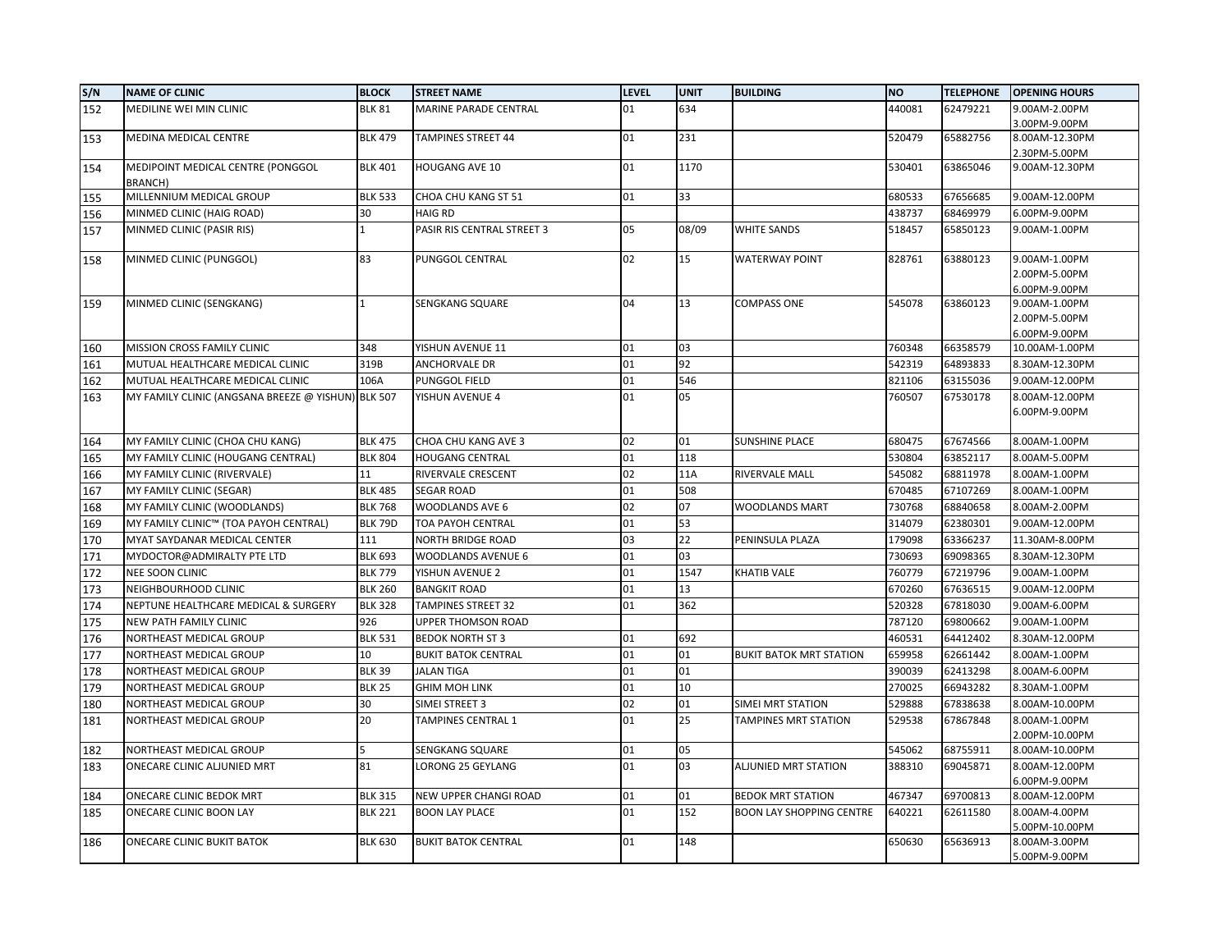| S/N | NAME OF CLINIC | BLOCK | STREET NAME | LEVEL | UNIT | BUILDING | NO | TELEPHONE | OPENING HOURS |
|---|---|---|---|---|---|---|---|---|---|
| 152 | MEDILINE WEI MIN CLINIC | BLK 81 | MARINE PARADE CENTRAL | 01 | 634 | | 440081 | 62479221 | 9.00AM-2.00PM 3.00PM-9.00PM |
| 153 | MEDINA MEDICAL CENTRE | BLK 479 | TAMPINES STREET 44 | 01 | 231 | | 520479 | 65882756 | 8.00AM-12.30PM 2.30PM-5.00PM |
| 154 | MEDIPOINT MEDICAL CENTRE (PONGGOL BRANCH) | BLK 401 | HOUGANG AVE 10 | 01 | 1170 | | 530401 | 63865046 | 9.00AM-12.30PM |
| 155 | MILLENNIUM MEDICAL GROUP | BLK 533 | CHOA CHU KANG ST 51 | 01 | 33 | | 680533 | 67656685 | 9.00AM-12.00PM |
| 156 | MINMED CLINIC (HAIG ROAD) | 30 | HAIG RD | | | | 438737 | 68469979 | 6.00PM-9.00PM |
| 157 | MINMED CLINIC (PASIR RIS) | 1 | PASIR RIS CENTRAL STREET 3 | 05 | 08/09 | WHITE SANDS | 518457 | 65850123 | 9.00AM-1.00PM |
| 158 | MINMED CLINIC (PUNGGOL) | 83 | PUNGGOL CENTRAL | 02 | 15 | WATERWAY POINT | 828761 | 63880123 | 9.00AM-1.00PM 2.00PM-5.00PM 6.00PM-9.00PM |
| 159 | MINMED CLINIC (SENGKANG) | 1 | SENGKANG SQUARE | 04 | 13 | COMPASS ONE | 545078 | 63860123 | 9.00AM-1.00PM 2.00PM-5.00PM 6.00PM-9.00PM |
| 160 | MISSION CROSS FAMILY CLINIC | 348 | YISHUN AVENUE 11 | 01 | 03 | | 760348 | 66358579 | 10.00AM-1.00PM |
| 161 | MUTUAL HEALTHCARE MEDICAL CLINIC | 319B | ANCHORVALE DR | 01 | 92 | | 542319 | 64893833 | 8.30AM-12.30PM |
| 162 | MUTUAL HEALTHCARE MEDICAL CLINIC | 106A | PUNGGOL FIELD | 01 | 546 | | 821106 | 63155036 | 9.00AM-12.00PM |
| 163 | MY FAMILY CLINIC (ANGSANA BREEZE @ YISHUN) | BLK 507 | YISHUN AVENUE 4 | 01 | 05 | | 760507 | 67530178 | 8.00AM-12.00PM 6.00PM-9.00PM |
| 164 | MY FAMILY CLINIC (CHOA CHU KANG) | BLK 475 | CHOA CHU KANG AVE 3 | 02 | 01 | SUNSHINE PLACE | 680475 | 67674566 | 8.00AM-1.00PM |
| 165 | MY FAMILY CLINIC (HOUGANG CENTRAL) | BLK 804 | HOUGANG CENTRAL | 01 | 118 | | 530804 | 63852117 | 8.00AM-5.00PM |
| 166 | MY FAMILY CLINIC (RIVERVALE) | 11 | RIVERVALE CRESCENT | 02 | 11A | RIVERVALE MALL | 545082 | 68811978 | 8.00AM-1.00PM |
| 167 | MY FAMILY CLINIC (SEGAR) | BLK 485 | SEGAR ROAD | 01 | 508 | | 670485 | 67107269 | 8.00AM-1.00PM |
| 168 | MY FAMILY CLINIC (WOODLANDS) | BLK 768 | WOODLANDS AVE 6 | 02 | 07 | WOODLANDS MART | 730768 | 68840658 | 8.00AM-2.00PM |
| 169 | MY FAMILY CLINIC™ (TOA PAYOH CENTRAL) | BLK 79D | TOA PAYOH CENTRAL | 01 | 53 | | 314079 | 62380301 | 9.00AM-12.00PM |
| 170 | MYAT SAYDANAR MEDICAL CENTER | 111 | NORTH BRIDGE ROAD | 03 | 22 | PENINSULA PLAZA | 179098 | 63366237 | 11.30AM-8.00PM |
| 171 | MYDOCTOR@ADMIRALTY PTE LTD | BLK 693 | WOODLANDS AVENUE 6 | 01 | 03 | | 730693 | 69098365 | 8.30AM-12.30PM |
| 172 | NEE SOON CLINIC | BLK 779 | YISHUN AVENUE 2 | 01 | 1547 | KHATIB VALE | 760779 | 67219796 | 9.00AM-1.00PM |
| 173 | NEIGHBOURHOOD CLINIC | BLK 260 | BANGKIT ROAD | 01 | 13 | | 670260 | 67636515 | 9.00AM-12.00PM |
| 174 | NEPTUNE HEALTHCARE MEDICAL & SURGERY | BLK 328 | TAMPINES STREET 32 | 01 | 362 | | 520328 | 67818030 | 9.00AM-6.00PM |
| 175 | NEW PATH FAMILY CLINIC | 926 | UPPER THOMSON ROAD | | | | 787120 | 69800662 | 9.00AM-1.00PM |
| 176 | NORTHEAST MEDICAL GROUP | BLK 531 | BEDOK NORTH ST 3 | 01 | 692 | | 460531 | 64412402 | 8.30AM-12.00PM |
| 177 | NORTHEAST MEDICAL GROUP | 10 | BUKIT BATOK CENTRAL | 01 | 01 | BUKIT BATOK MRT STATION | 659958 | 62661442 | 8.00AM-1.00PM |
| 178 | NORTHEAST MEDICAL GROUP | BLK 39 | JALAN TIGA | 01 | 01 | | 390039 | 62413298 | 8.00AM-6.00PM |
| 179 | NORTHEAST MEDICAL GROUP | BLK 25 | GHIM MOH LINK | 01 | 10 | | 270025 | 66943282 | 8.30AM-1.00PM |
| 180 | NORTHEAST MEDICAL GROUP | 30 | SIMEI STREET 3 | 02 | 01 | SIMEI MRT STATION | 529888 | 67838638 | 8.00AM-10.00PM |
| 181 | NORTHEAST MEDICAL GROUP | 20 | TAMPINES CENTRAL 1 | 01 | 25 | TAMPINES MRT STATION | 529538 | 67867848 | 8.00AM-1.00PM 2.00PM-10.00PM |
| 182 | NORTHEAST MEDICAL GROUP | 5 | SENGKANG SQUARE | 01 | 05 | | 545062 | 68755911 | 8.00AM-10.00PM |
| 183 | ONECARE CLINIC ALJUNIED MRT | 81 | LORONG 25 GEYLANG | 01 | 03 | ALJUNIED MRT STATION | 388310 | 69045871 | 8.00AM-12.00PM 6.00PM-9.00PM |
| 184 | ONECARE CLINIC BEDOK MRT | BLK 315 | NEW UPPER CHANGI ROAD | 01 | 01 | BEDOK MRT STATION | 467347 | 69700813 | 8.00AM-12.00PM |
| 185 | ONECARE CLINIC BOON LAY | BLK 221 | BOON LAY PLACE | 01 | 152 | BOON LAY SHOPPING CENTRE | 640221 | 62611580 | 8.00AM-4.00PM 5.00PM-10.00PM |
| 186 | ONECARE CLINIC BUKIT BATOK | BLK 630 | BUKIT BATOK CENTRAL | 01 | 148 | | 650630 | 65636913 | 8.00AM-3.00PM 5.00PM-9.00PM |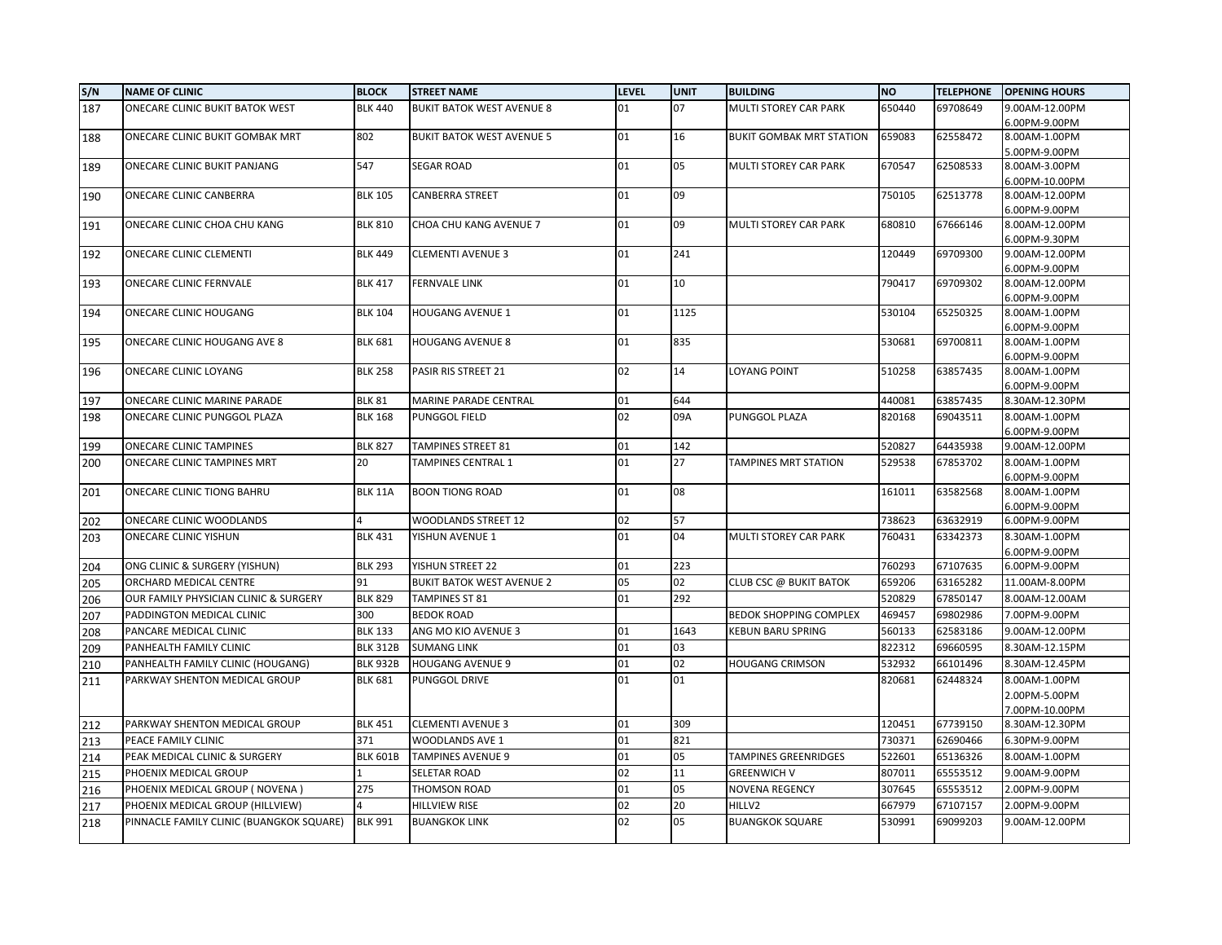| S/N | NAME OF CLINIC | BLOCK | STREET NAME | LEVEL | UNIT | BUILDING | NO | TELEPHONE | OPENING HOURS |
|---|---|---|---|---|---|---|---|---|---|
| 187 | ONECARE CLINIC BUKIT BATOK WEST | BLK 440 | BUKIT BATOK WEST AVENUE 8 | 01 | 07 | MULTI STOREY CAR PARK | 650440 | 69708649 | 9.00AM-12.00PM 6.00PM-9.00PM |
| 188 | ONECARE CLINIC BUKIT GOMBAK MRT | 802 | BUKIT BATOK WEST AVENUE 5 | 01 | 16 | BUKIT GOMBAK MRT STATION | 659083 | 62558472 | 8.00AM-1.00PM 5.00PM-9.00PM |
| 189 | ONECARE CLINIC BUKIT PANJANG | 547 | SEGAR ROAD | 01 | 05 | MULTI STOREY CAR PARK | 670547 | 62508533 | 8.00AM-3.00PM 6.00PM-10.00PM |
| 190 | ONECARE CLINIC CANBERRA | BLK 105 | CANBERRA STREET | 01 | 09 | | 750105 | 62513778 | 8.00AM-12.00PM 6.00PM-9.00PM |
| 191 | ONECARE CLINIC CHOA CHU KANG | BLK 810 | CHOA CHU KANG AVENUE 7 | 01 | 09 | MULTI STOREY CAR PARK | 680810 | 67666146 | 8.00AM-12.00PM 6.00PM-9.30PM |
| 192 | ONECARE CLINIC CLEMENTI | BLK 449 | CLEMENTI AVENUE 3 | 01 | 241 | | 120449 | 69709300 | 9.00AM-12.00PM 6.00PM-9.00PM |
| 193 | ONECARE CLINIC FERNVALE | BLK 417 | FERNVALE LINK | 01 | 10 | | 790417 | 69709302 | 8.00AM-12.00PM 6.00PM-9.00PM |
| 194 | ONECARE CLINIC HOUGANG | BLK 104 | HOUGANG AVENUE 1 | 01 | 1125 | | 530104 | 65250325 | 8.00AM-1.00PM 6.00PM-9.00PM |
| 195 | ONECARE CLINIC HOUGANG AVE 8 | BLK 681 | HOUGANG AVENUE 8 | 01 | 835 | | 530681 | 69700811 | 8.00AM-1.00PM 6.00PM-9.00PM |
| 196 | ONECARE CLINIC LOYANG | BLK 258 | PASIR RIS STREET 21 | 02 | 14 | LOYANG POINT | 510258 | 63857435 | 8.00AM-1.00PM 6.00PM-9.00PM |
| 197 | ONECARE CLINIC MARINE PARADE | BLK 81 | MARINE PARADE CENTRAL | 01 | 644 | | 440081 | 63857435 | 8.30AM-12.30PM |
| 198 | ONECARE CLINIC PUNGGOL PLAZA | BLK 168 | PUNGGOL FIELD | 02 | 09A | PUNGGOL PLAZA | 820168 | 69043511 | 8.00AM-1.00PM 6.00PM-9.00PM |
| 199 | ONECARE CLINIC TAMPINES | BLK 827 | TAMPINES STREET 81 | 01 | 142 | | 520827 | 64435938 | 9.00AM-12.00PM |
| 200 | ONECARE CLINIC TAMPINES MRT | 20 | TAMPINES CENTRAL 1 | 01 | 27 | TAMPINES MRT STATION | 529538 | 67853702 | 8.00AM-1.00PM 6.00PM-9.00PM |
| 201 | ONECARE CLINIC TIONG BAHRU | BLK 11A | BOON TIONG ROAD | 01 | 08 | | 161011 | 63582568 | 8.00AM-1.00PM 6.00PM-9.00PM |
| 202 | ONECARE CLINIC WOODLANDS | 4 | WOODLANDS STREET 12 | 02 | 57 | | 738623 | 63632919 | 6.00PM-9.00PM |
| 203 | ONECARE CLINIC YISHUN | BLK 431 | YISHUN AVENUE 1 | 01 | 04 | MULTI STOREY CAR PARK | 760431 | 63342373 | 8.30AM-1.00PM 6.00PM-9.00PM |
| 204 | ONG CLINIC & SURGERY (YISHUN) | BLK 293 | YISHUN STREET 22 | 01 | 223 | | 760293 | 67107635 | 6.00PM-9.00PM |
| 205 | ORCHARD MEDICAL CENTRE | 91 | BUKIT BATOK WEST AVENUE 2 | 05 | 02 | CLUB CSC @ BUKIT BATOK | 659206 | 63165282 | 11.00AM-8.00PM |
| 206 | OUR FAMILY PHYSICIAN CLINIC & SURGERY | BLK 829 | TAMPINES ST 81 | 01 | 292 | | 520829 | 67850147 | 8.00AM-12.00AM |
| 207 | PADDINGTON MEDICAL CLINIC | 300 | BEDOK ROAD | | | BEDOK SHOPPING COMPLEX | 469457 | 69802986 | 7.00PM-9.00PM |
| 208 | PANCARE MEDICAL CLINIC | BLK 133 | ANG MO KIO AVENUE 3 | 01 | 1643 | KEBUN BARU SPRING | 560133 | 62583186 | 9.00AM-12.00PM |
| 209 | PANHEALTH FAMILY CLINIC | BLK 312B | SUMANG LINK | 01 | 03 | | 822312 | 69660595 | 8.30AM-12.15PM |
| 210 | PANHEALTH FAMILY CLINIC (HOUGANG) | BLK 932B | HOUGANG AVENUE 9 | 01 | 02 | HOUGANG CRIMSON | 532932 | 66101496 | 8.30AM-12.45PM |
| 211 | PARKWAY SHENTON MEDICAL GROUP | BLK 681 | PUNGGOL DRIVE | 01 | 01 | | 820681 | 62448324 | 8.00AM-1.00PM 2.00PM-5.00PM 7.00PM-10.00PM |
| 212 | PARKWAY SHENTON MEDICAL GROUP | BLK 451 | CLEMENTI AVENUE 3 | 01 | 309 | | 120451 | 67739150 | 8.30AM-12.30PM |
| 213 | PEACE FAMILY CLINIC | 371 | WOODLANDS AVE 1 | 01 | 821 | | 730371 | 62690466 | 6.30PM-9.00PM |
| 214 | PEAK MEDICAL CLINIC & SURGERY | BLK 601B | TAMPINES AVENUE 9 | 01 | 05 | TAMPINES GREENRIDGES | 522601 | 65136326 | 8.00AM-1.00PM |
| 215 | PHOENIX MEDICAL GROUP | 1 | SELETAR ROAD | 02 | 11 | GREENWICH V | 807011 | 65553512 | 9.00AM-9.00PM |
| 216 | PHOENIX MEDICAL GROUP ( NOVENA ) | 275 | THOMSON ROAD | 01 | 05 | NOVENA REGENCY | 307645 | 65553512 | 2.00PM-9.00PM |
| 217 | PHOENIX MEDICAL GROUP (HILLVIEW) | 4 | HILLVIEW RISE | 02 | 20 | HILLV2 | 667979 | 67107157 | 2.00PM-9.00PM |
| 218 | PINNACLE FAMILY CLINIC (BUANGKOK SQUARE) | BLK 991 | BUANGKOK LINK | 02 | 05 | BUANGKOK SQUARE | 530991 | 69099203 | 9.00AM-12.00PM |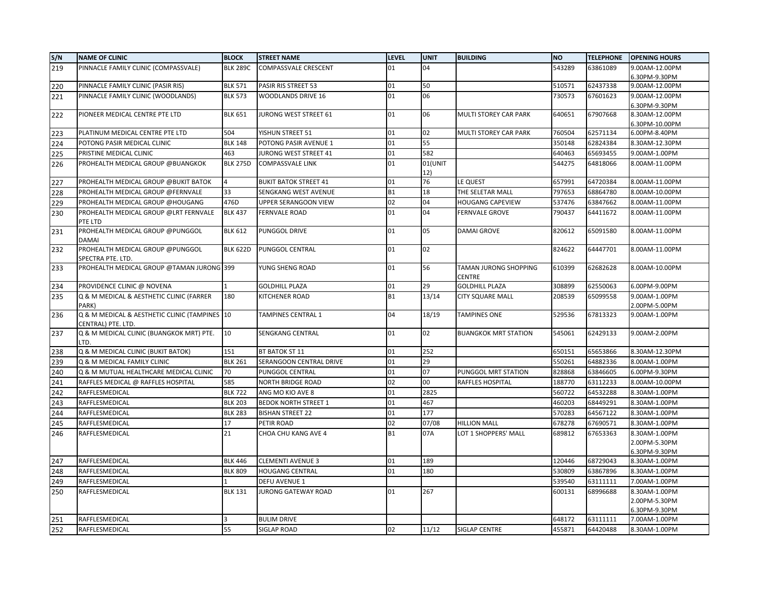| S/N | NAME OF CLINIC | BLOCK | STREET NAME | LEVEL | UNIT | BUILDING | NO | TELEPHONE | OPENING HOURS |
|---|---|---|---|---|---|---|---|---|---|
| 219 | PINNACLE FAMILY CLINIC (COMPASSVALE) | BLK 289C | COMPASSVALE CRESCENT | 01 | 04 | | 543289 | 63861089 | 9.00AM-12.00PM 6.30PM-9.30PM |
| 220 | PINNACLE FAMILY CLINIC (PASIR RIS) | BLK 571 | PASIR RIS STREET 53 | 01 | 50 | | 510571 | 62437338 | 9.00AM-12.00PM |
| 221 | PINNACLE FAMILY CLINIC (WOODLANDS) | BLK 573 | WOODLANDS DRIVE 16 | 01 | 06 | | 730573 | 67601623 | 9.00AM-12.00PM 6.30PM-9.30PM |
| 222 | PIONEER MEDICAL CENTRE PTE LTD | BLK 651 | JURONG WEST STREET 61 | 01 | 06 | MULTI STOREY CAR PARK | 640651 | 67907668 | 8.30AM-12.00PM 6.30PM-10.00PM |
| 223 | PLATINUM MEDICAL CENTRE PTE LTD | 504 | YISHUN STREET 51 | 01 | 02 | MULTI STOREY CAR PARK | 760504 | 62571134 | 6.00PM-8.40PM |
| 224 | POTONG PASIR MEDICAL CLINIC | BLK 148 | POTONG PASIR AVENUE 1 | 01 | 55 | | 350148 | 62824384 | 8.30AM-12.30PM |
| 225 | PRISTINE MEDICAL CLINIC | 463 | JURONG WEST STREET 41 | 01 | 582 | | 640463 | 65693455 | 9.00AM-1.00PM |
| 226 | PROHEALTH MEDICAL GROUP @BUANGKOK | BLK 275D | COMPASSVALE LINK | 01 | 01(UNIT 12) | | 544275 | 64818066 | 8.00AM-11.00PM |
| 227 | PROHEALTH MEDICAL GROUP @BUKIT BATOK | 4 | BUKIT BATOK STREET 41 | 01 | 76 | LE QUEST | 657991 | 64720384 | 8.00AM-11.00PM |
| 228 | PROHEALTH MEDICAL GROUP @FERNVALE | 33 | SENGKANG WEST AVENUE | B1 | 18 | THE SELETAR MALL | 797653 | 68864780 | 8.00AM-10.00PM |
| 229 | PROHEALTH MEDICAL GROUP @HOUGANG | 476D | UPPER SERANGOON VIEW | 02 | 04 | HOUGANG CAPEVIEW | 537476 | 63847662 | 8.00AM-11.00PM |
| 230 | PROHEALTH MEDICAL GROUP @LRT FERNVALE PTE LTD | BLK 437 | FERNVALE ROAD | 01 | 04 | FERNVALE GROVE | 790437 | 64411672 | 8.00AM-11.00PM |
| 231 | PROHEALTH MEDICAL GROUP @PUNGGOL DAMAI | BLK 612 | PUNGGOL DRIVE | 01 | 05 | DAMAI GROVE | 820612 | 65091580 | 8.00AM-11.00PM |
| 232 | PROHEALTH MEDICAL GROUP @PUNGGOL SPECTRA PTE. LTD. | BLK 622D | PUNGGOL CENTRAL | 01 | 02 | | 824622 | 64447701 | 8.00AM-11.00PM |
| 233 | PROHEALTH MEDICAL GROUP @TAMAN JURONG | 399 | YUNG SHENG ROAD | 01 | 56 | TAMAN JURONG SHOPPING CENTRE | 610399 | 62682628 | 8.00AM-10.00PM |
| 234 | PROVIDENCE CLINIC @ NOVENA | 1 | GOLDHILL PLAZA | 01 | 29 | GOLDHILL PLAZA | 308899 | 62550063 | 6.00PM-9.00PM |
| 235 | Q & M MEDICAL & AESTHETIC CLINIC (FARRER PARK) | 180 | KITCHENER ROAD | B1 | 13/14 | CITY SQUARE MALL | 208539 | 65099558 | 9.00AM-1.00PM 2.00PM-5.00PM |
| 236 | Q & M MEDICAL & AESTHETIC CLINIC (TAMPINES CENTRAL) PTE. LTD. | 10 | TAMPINES CENTRAL 1 | 04 | 18/19 | TAMPINES ONE | 529536 | 67813323 | 9.00AM-1.00PM |
| 237 | Q & M MEDICAL CLINIC (BUANGKOK MRT) PTE. LTD. | 10 | SENGKANG CENTRAL | 01 | 02 | BUANGKOK MRT STATION | 545061 | 62429133 | 9.00AM-2.00PM |
| 238 | Q & M MEDICAL CLINIC (BUKIT BATOK) | 151 | BT BATOK ST 11 | 01 | 252 | | 650151 | 65653866 | 8.30AM-12.30PM |
| 239 | Q & M MEDICAL FAMILY CLINIC | BLK 261 | SERANGOON CENTRAL DRIVE | 01 | 29 | | 550261 | 64882336 | 8.00AM-1.00PM |
| 240 | Q & M MUTUAL HEALTHCARE MEDICAL CLINIC | 70 | PUNGGOL CENTRAL | 01 | 07 | PUNGGOL MRT STATION | 828868 | 63846605 | 6.00PM-9.30PM |
| 241 | RAFFLES MEDICAL @ RAFFLES HOSPITAL | 585 | NORTH BRIDGE ROAD | 02 | 00 | RAFFLES HOSPITAL | 188770 | 63112233 | 8.00AM-10.00PM |
| 242 | RAFFLESMEDICAL | BLK 722 | ANG MO KIO AVE 8 | 01 | 2825 | | 560722 | 64532288 | 8.30AM-1.00PM |
| 243 | RAFFLESMEDICAL | BLK 203 | BEDOK NORTH STREET 1 | 01 | 467 | | 460203 | 68449291 | 8.30AM-1.00PM |
| 244 | RAFFLESMEDICAL | BLK 283 | BISHAN STREET 22 | 01 | 177 | | 570283 | 64567122 | 8.30AM-1.00PM |
| 245 | RAFFLESMEDICAL | 17 | PETIR ROAD | 02 | 07/08 | HILLION MALL | 678278 | 67690571 | 8.30AM-1.00PM |
| 246 | RAFFLESMEDICAL | 21 | CHOA CHU KANG AVE 4 | B1 | 07A | LOT 1 SHOPPERS' MALL | 689812 | 67653363 | 8.30AM-1.00PM 2.00PM-5.30PM 6.30PM-9.30PM |
| 247 | RAFFLESMEDICAL | BLK 446 | CLEMENTI AVENUE 3 | 01 | 189 | | 120446 | 68729043 | 8.30AM-1.00PM |
| 248 | RAFFLESMEDICAL | BLK 809 | HOUGANG CENTRAL | 01 | 180 | | 530809 | 63867896 | 8.30AM-1.00PM |
| 249 | RAFFLESMEDICAL | 1 | DEFU AVENUE 1 | | | | 539540 | 63111111 | 7.00AM-1.00PM |
| 250 | RAFFLESMEDICAL | BLK 131 | JURONG GATEWAY ROAD | 01 | 267 | | 600131 | 68996688 | 8.30AM-1.00PM 2.00PM-5.30PM 6.30PM-9.30PM |
| 251 | RAFFLESMEDICAL | 3 | BULIM DRIVE | | | | 648172 | 63111111 | 7.00AM-1.00PM |
| 252 | RAFFLESMEDICAL | 55 | SIGLAP ROAD | 02 | 11/12 | SIGLAP CENTRE | 455871 | 64420488 | 8.30AM-1.00PM |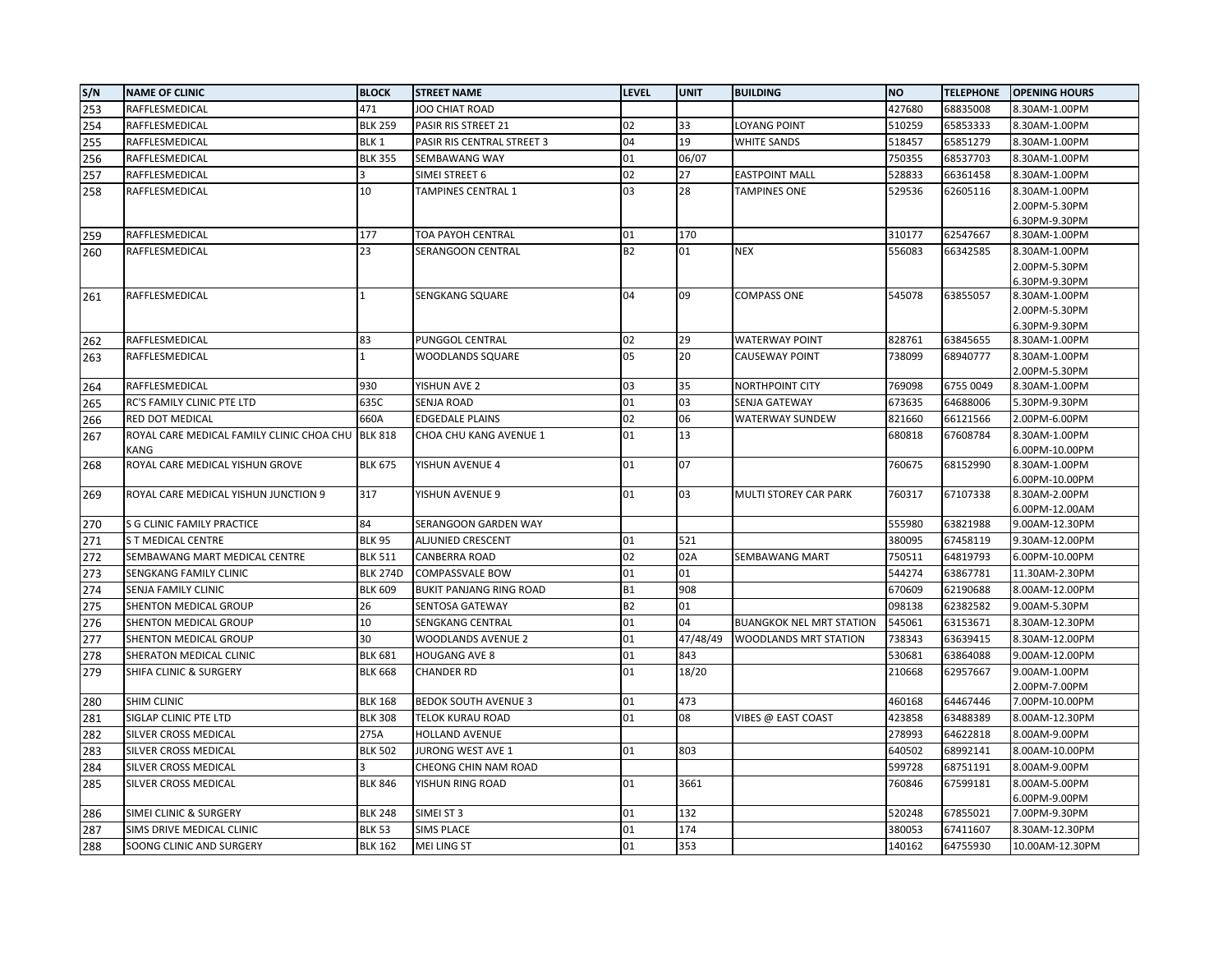| S/N | NAME OF CLINIC | BLOCK | STREET NAME | LEVEL | UNIT | BUILDING | NO | TELEPHONE | OPENING HOURS |
|---|---|---|---|---|---|---|---|---|---|
| 253 | RAFFLESMEDICAL | 471 | JOO CHIAT ROAD | | | | 427680 | 68835008 | 8.30AM-1.00PM |
| 254 | RAFFLESMEDICAL | BLK 259 | PASIR RIS STREET 21 | 02 | 33 | LOYANG POINT | 510259 | 65853333 | 8.30AM-1.00PM |
| 255 | RAFFLESMEDICAL | BLK 1 | PASIR RIS CENTRAL STREET 3 | 04 | 19 | WHITE SANDS | 518457 | 65851279 | 8.30AM-1.00PM |
| 256 | RAFFLESMEDICAL | BLK 355 | SEMBAWANG WAY | 01 | 06/07 | | 750355 | 68537703 | 8.30AM-1.00PM |
| 257 | RAFFLESMEDICAL | 3 | SIMEI STREET 6 | 02 | 27 | EASTPOINT MALL | 528833 | 66361458 | 8.30AM-1.00PM |
| 258 | RAFFLESMEDICAL | 10 | TAMPINES CENTRAL 1 | 03 | 28 | TAMPINES ONE | 529536 | 62605116 | 8.30AM-1.00PM 2.00PM-5.30PM 6.30PM-9.30PM |
| 259 | RAFFLESMEDICAL | 177 | TOA PAYOH CENTRAL | 01 | 170 | | 310177 | 62547667 | 8.30AM-1.00PM |
| 260 | RAFFLESMEDICAL | 23 | SERANGOON CENTRAL | B2 | 01 | NEX | 556083 | 66342585 | 8.30AM-1.00PM 2.00PM-5.30PM 6.30PM-9.30PM |
| 261 | RAFFLESMEDICAL | 1 | SENGKANG SQUARE | 04 | 09 | COMPASS ONE | 545078 | 63855057 | 8.30AM-1.00PM 2.00PM-5.30PM 6.30PM-9.30PM |
| 262 | RAFFLESMEDICAL | 83 | PUNGGOL CENTRAL | 02 | 29 | WATERWAY POINT | 828761 | 63845655 | 8.30AM-1.00PM |
| 263 | RAFFLESMEDICAL | 1 | WOODLANDS SQUARE | 05 | 20 | CAUSEWAY POINT | 738099 | 68940777 | 8.30AM-1.00PM 2.00PM-5.30PM |
| 264 | RAFFLESMEDICAL | 930 | YISHUN AVE 2 | 03 | 35 | NORTHPOINT CITY | 769098 | 6755 0049 | 8.30AM-1.00PM |
| 265 | RC'S FAMILY CLINIC PTE LTD | 635C | SENJA ROAD | 01 | 03 | SENJA GATEWAY | 673635 | 64688006 | 5.30PM-9.30PM |
| 266 | RED DOT MEDICAL | 660A | EDGEDALE PLAINS | 02 | 06 | WATERWAY SUNDEW | 821660 | 66121566 | 2.00PM-6.00PM |
| 267 | ROYAL CARE MEDICAL FAMILY CLINIC CHOA CHU KANG | BLK 818 | CHOA CHU KANG AVENUE 1 | 01 | 13 | | 680818 | 67608784 | 8.30AM-1.00PM 6.00PM-10.00PM |
| 268 | ROYAL CARE MEDICAL YISHUN GROVE | BLK 675 | YISHUN AVENUE 4 | 01 | 07 | | 760675 | 68152990 | 8.30AM-1.00PM 6.00PM-10.00PM |
| 269 | ROYAL CARE MEDICAL YISHUN JUNCTION 9 | 317 | YISHUN AVENUE 9 | 01 | 03 | MULTI STOREY CAR PARK | 760317 | 67107338 | 8.30AM-2.00PM 6.00PM-12.00AM |
| 270 | S G CLINIC FAMILY PRACTICE | 84 | SERANGOON GARDEN WAY | | | | 555980 | 63821988 | 9.00AM-12.30PM |
| 271 | S T MEDICAL CENTRE | BLK 95 | ALJUNIED CRESCENT | 01 | 521 | | 380095 | 67458119 | 9.30AM-12.00PM |
| 272 | SEMBAWANG MART MEDICAL CENTRE | BLK 511 | CANBERRA ROAD | 02 | 02A | SEMBAWANG MART | 750511 | 64819793 | 6.00PM-10.00PM |
| 273 | SENGKANG FAMILY CLINIC | BLK 274D | COMPASSVALE BOW | 01 | 01 | | 544274 | 63867781 | 11.30AM-2.30PM |
| 274 | SENJA FAMILY CLINIC | BLK 609 | BUKIT PANJANG RING ROAD | B1 | 908 | | 670609 | 62190688 | 8.00AM-12.00PM |
| 275 | SHENTON MEDICAL GROUP | 26 | SENTOSA GATEWAY | B2 | 01 | | 098138 | 62382582 | 9.00AM-5.30PM |
| 276 | SHENTON MEDICAL GROUP | 10 | SENGKANG CENTRAL | 01 | 04 | BUANGKOK NEL MRT STATION | 545061 | 63153671 | 8.30AM-12.30PM |
| 277 | SHENTON MEDICAL GROUP | 30 | WOODLANDS AVENUE 2 | 01 | 47/48/49 | WOODLANDS MRT STATION | 738343 | 63639415 | 8.30AM-12.00PM |
| 278 | SHERATON MEDICAL CLINIC | BLK 681 | HOUGANG AVE 8 | 01 | 843 | | 530681 | 63864088 | 9.00AM-12.00PM |
| 279 | SHIFA CLINIC & SURGERY | BLK 668 | CHANDER RD | 01 | 18/20 | | 210668 | 62957667 | 9.00AM-1.00PM 2.00PM-7.00PM |
| 280 | SHIM CLINIC | BLK 168 | BEDOK SOUTH AVENUE 3 | 01 | 473 | | 460168 | 64467446 | 7.00PM-10.00PM |
| 281 | SIGLAP CLINIC PTE LTD | BLK 308 | TELOK KURAU ROAD | 01 | 08 | VIBES @ EAST COAST | 423858 | 63488389 | 8.00AM-12.30PM |
| 282 | SILVER CROSS MEDICAL | 275A | HOLLAND AVENUE | | | | 278993 | 64622818 | 8.00AM-9.00PM |
| 283 | SILVER CROSS MEDICAL | BLK 502 | JURONG WEST AVE 1 | 01 | 803 | | 640502 | 68992141 | 8.00AM-10.00PM |
| 284 | SILVER CROSS MEDICAL | 3 | CHEONG CHIN NAM ROAD | | | | 599728 | 68751191 | 8.00AM-9.00PM |
| 285 | SILVER CROSS MEDICAL | BLK 846 | YISHUN RING ROAD | 01 | 3661 | | 760846 | 67599181 | 8.00AM-5.00PM 6.00PM-9.00PM |
| 286 | SIMEI CLINIC & SURGERY | BLK 248 | SIMEI ST 3 | 01 | 132 | | 520248 | 67855021 | 7.00PM-9.30PM |
| 287 | SIMS DRIVE MEDICAL CLINIC | BLK 53 | SIMS PLACE | 01 | 174 | | 380053 | 67411607 | 8.30AM-12.30PM |
| 288 | SOONG CLINIC AND SURGERY | BLK 162 | MEI LING ST | 01 | 353 | | 140162 | 64755930 | 10.00AM-12.30PM |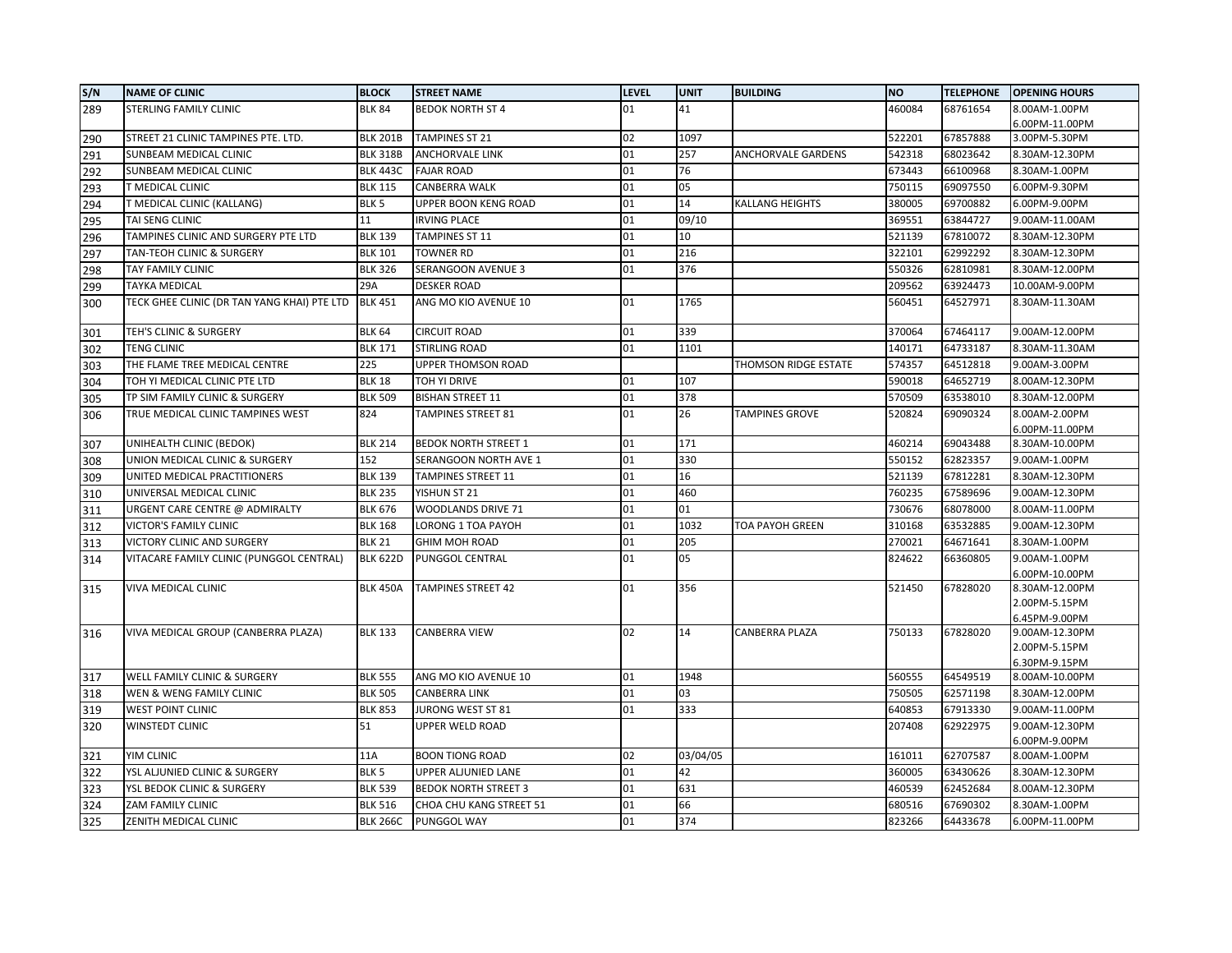| S/N | NAME OF CLINIC | BLOCK | STREET NAME | LEVEL | UNIT | BUILDING | NO | TELEPHONE | OPENING HOURS |
|---|---|---|---|---|---|---|---|---|---|
| 289 | STERLING FAMILY CLINIC | BLK 84 | BEDOK NORTH ST 4 | 01 | 41 | | 460084 | 68761654 | 8.00AM-1.00PM<br>6.00PM-11.00PM |
| 290 | STREET 21 CLINIC TAMPINES PTE. LTD. | BLK 201B | TAMPINES ST 21 | 02 | 1097 | | 522201 | 67857888 | 3.00PM-5.30PM |
| 291 | SUNBEAM MEDICAL CLINIC | BLK 318B | ANCHORVALE LINK | 01 | 257 | ANCHORVALE GARDENS | 542318 | 68023642 | 8.30AM-12.30PM |
| 292 | SUNBEAM MEDICAL CLINIC | BLK 443C | FAJAR ROAD | 01 | 76 | | 673443 | 66100968 | 8.30AM-1.00PM |
| 293 | T MEDICAL CLINIC | BLK 115 | CANBERRA WALK | 01 | 05 | | 750115 | 69097550 | 6.00PM-9.30PM |
| 294 | T MEDICAL CLINIC (KALLANG) | BLK 5 | UPPER BOON KENG ROAD | 01 | 14 | KALLANG HEIGHTS | 380005 | 69700882 | 6.00PM-9.00PM |
| 295 | TAI SENG CLINIC | 11 | IRVING PLACE | 01 | 09/10 | | 369551 | 63844727 | 9.00AM-11.00AM |
| 296 | TAMPINES CLINIC AND SURGERY PTE LTD | BLK 139 | TAMPINES ST 11 | 01 | 10 | | 521139 | 67810072 | 8.30AM-12.30PM |
| 297 | TAN-TEOH CLINIC & SURGERY | BLK 101 | TOWNER RD | 01 | 216 | | 322101 | 62992292 | 8.30AM-12.30PM |
| 298 | TAY FAMILY CLINIC | BLK 326 | SERANGOON AVENUE 3 | 01 | 376 | | 550326 | 62810981 | 8.30AM-12.00PM |
| 299 | TAYKA MEDICAL | 29A | DESKER ROAD | | | | 209562 | 63924473 | 10.00AM-9.00PM |
| 300 | TECK GHEE CLINIC (DR TAN YANG KHAI) PTE LTD | BLK 451 | ANG MO KIO AVENUE 10 | 01 | 1765 | | 560451 | 64527971 | 8.30AM-11.30AM |
| 301 | TEH'S CLINIC & SURGERY | BLK 64 | CIRCUIT ROAD | 01 | 339 | | 370064 | 67464117 | 9.00AM-12.00PM |
| 302 | TENG CLINIC | BLK 171 | STIRLING ROAD | 01 | 1101 | | 140171 | 64733187 | 8.30AM-11.30AM |
| 303 | THE FLAME TREE MEDICAL CENTRE | 225 | UPPER THOMSON ROAD | | | THOMSON RIDGE ESTATE | 574357 | 64512818 | 9.00AM-3.00PM |
| 304 | TOH YI MEDICAL CLINIC PTE LTD | BLK 18 | TOH YI DRIVE | 01 | 107 | | 590018 | 64652719 | 8.00AM-12.30PM |
| 305 | TP SIM FAMILY CLINIC & SURGERY | BLK 509 | BISHAN STREET 11 | 01 | 378 | | 570509 | 63538010 | 8.30AM-12.00PM |
| 306 | TRUE MEDICAL CLINIC TAMPINES WEST | 824 | TAMPINES STREET 81 | 01 | 26 | TAMPINES GROVE | 520824 | 69090324 | 8.00AM-2.00PM<br>6.00PM-11.00PM |
| 307 | UNIHEALTH CLINIC (BEDOK) | BLK 214 | BEDOK NORTH STREET 1 | 01 | 171 | | 460214 | 69043488 | 8.30AM-10.00PM |
| 308 | UNION MEDICAL CLINIC & SURGERY | 152 | SERANGOON NORTH AVE 1 | 01 | 330 | | 550152 | 62823357 | 9.00AM-1.00PM |
| 309 | UNITED MEDICAL PRACTITIONERS | BLK 139 | TAMPINES STREET 11 | 01 | 16 | | 521139 | 67812281 | 8.30AM-12.30PM |
| 310 | UNIVERSAL MEDICAL CLINIC | BLK 235 | YISHUN ST 21 | 01 | 460 | | 760235 | 67589696 | 9.00AM-12.30PM |
| 311 | URGENT CARE CENTRE @ ADMIRALTY | BLK 676 | WOODLANDS DRIVE 71 | 01 | 01 | | 730676 | 68078000 | 8.00AM-11.00PM |
| 312 | VICTOR'S FAMILY CLINIC | BLK 168 | LORONG 1 TOA PAYOH | 01 | 1032 | TOA PAYOH GREEN | 310168 | 63532885 | 9.00AM-12.30PM |
| 313 | VICTORY CLINIC AND SURGERY | BLK 21 | GHIM MOH ROAD | 01 | 205 | | 270021 | 64671641 | 8.30AM-1.00PM |
| 314 | VITACARE FAMILY CLINIC (PUNGGOL CENTRAL) | BLK 622D | PUNGGOL CENTRAL | 01 | 05 | | 824622 | 66360805 | 9.00AM-1.00PM<br>6.00PM-10.00PM |
| 315 | VIVA MEDICAL CLINIC | BLK 450A | TAMPINES STREET 42 | 01 | 356 | | 521450 | 67828020 | 8.30AM-12.00PM<br>2.00PM-5.15PM<br>6.45PM-9.00PM |
| 316 | VIVA MEDICAL GROUP (CANBERRA PLAZA) | BLK 133 | CANBERRA VIEW | 02 | 14 | CANBERRA PLAZA | 750133 | 67828020 | 9.00AM-12.30PM<br>2.00PM-5.15PM<br>6.30PM-9.15PM |
| 317 | WELL FAMILY CLINIC & SURGERY | BLK 555 | ANG MO KIO AVENUE 10 | 01 | 1948 | | 560555 | 64549519 | 8.00AM-10.00PM |
| 318 | WEN & WENG FAMILY CLINIC | BLK 505 | CANBERRA LINK | 01 | 03 | | 750505 | 62571198 | 8.30AM-12.00PM |
| 319 | WEST POINT CLINIC | BLK 853 | JURONG WEST ST 81 | 01 | 333 | | 640853 | 67913330 | 9.00AM-11.00PM |
| 320 | WINSTEDT CLINIC | 51 | UPPER WELD ROAD | | | | 207408 | 62922975 | 9.00AM-12.30PM<br>6.00PM-9.00PM |
| 321 | YIM CLINIC | 11A | BOON TIONG ROAD | 02 | 03/04/05 | | 161011 | 62707587 | 8.00AM-1.00PM |
| 322 | YSL ALJUNIED CLINIC & SURGERY | BLK 5 | UPPER ALJUNIED LANE | 01 | 42 | | 360005 | 63430626 | 8.30AM-12.30PM |
| 323 | YSL BEDOK CLINIC & SURGERY | BLK 539 | BEDOK NORTH STREET 3 | 01 | 631 | | 460539 | 62452684 | 8.00AM-12.30PM |
| 324 | ZAM FAMILY CLINIC | BLK 516 | CHOA CHU KANG STREET 51 | 01 | 66 | | 680516 | 67690302 | 8.30AM-1.00PM |
| 325 | ZENITH MEDICAL CLINIC | BLK 266C | PUNGGOL WAY | 01 | 374 | | 823266 | 64433678 | 6.00PM-11.00PM |